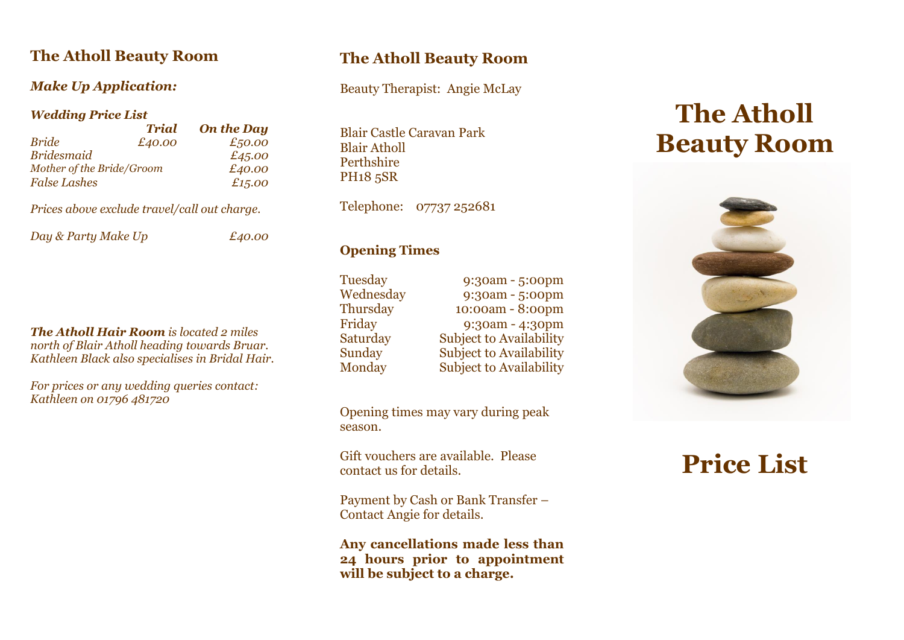## The Atholl Beauty Room

### *Make Up Application:*

***Wedding Price List***

| | ***Trial*** | ***On the Day*** |
|---|---|---|
| *Bride* | *£40.00* | *£50.00* |
| *Bridesmaid* | | *£45.00* |
| *Mother of the Bride/Groom* | | *£40.00* |
| *False Lashes* | | *£15.00* |

*Prices above exclude travel/call out charge.*

| | |
|---|---|
| *Day & Party Make Up* | *£40.00* |

***The Atholl Hair Room** is located 2 miles north of Blair Atholl heading towards Bruar. Kathleen Black also specialises in Bridal Hair.*

*For prices or any wedding queries contact: Kathleen on 01796 481720*

## The Atholl Beauty Room

Beauty Therapist: Angie McLay

Blair Castle Caravan Park
Blair Atholl
Perthshire
PH18 5SR

Telephone: 07737 252681

### Opening Times

| | |
|---|---|
| Tuesday | 9:30am - 5:00pm |
| Wednesday | 9:30am - 5:00pm |
| Thursday | 10:00am - 8:00pm |
| Friday | 9:30am - 4:30pm |
| Saturday | Subject to Availability |
| Sunday | Subject to Availability |
| Monday | Subject to Availability |

Opening times may vary during peak season.

Gift vouchers are available. Please contact us for details.

Payment by Cash or Bank Transfer – Contact Angie for details.

**Any cancellations made less than 24 hours prior to appointment will be subject to a charge.**

# The Atholl Beauty Room

# Price List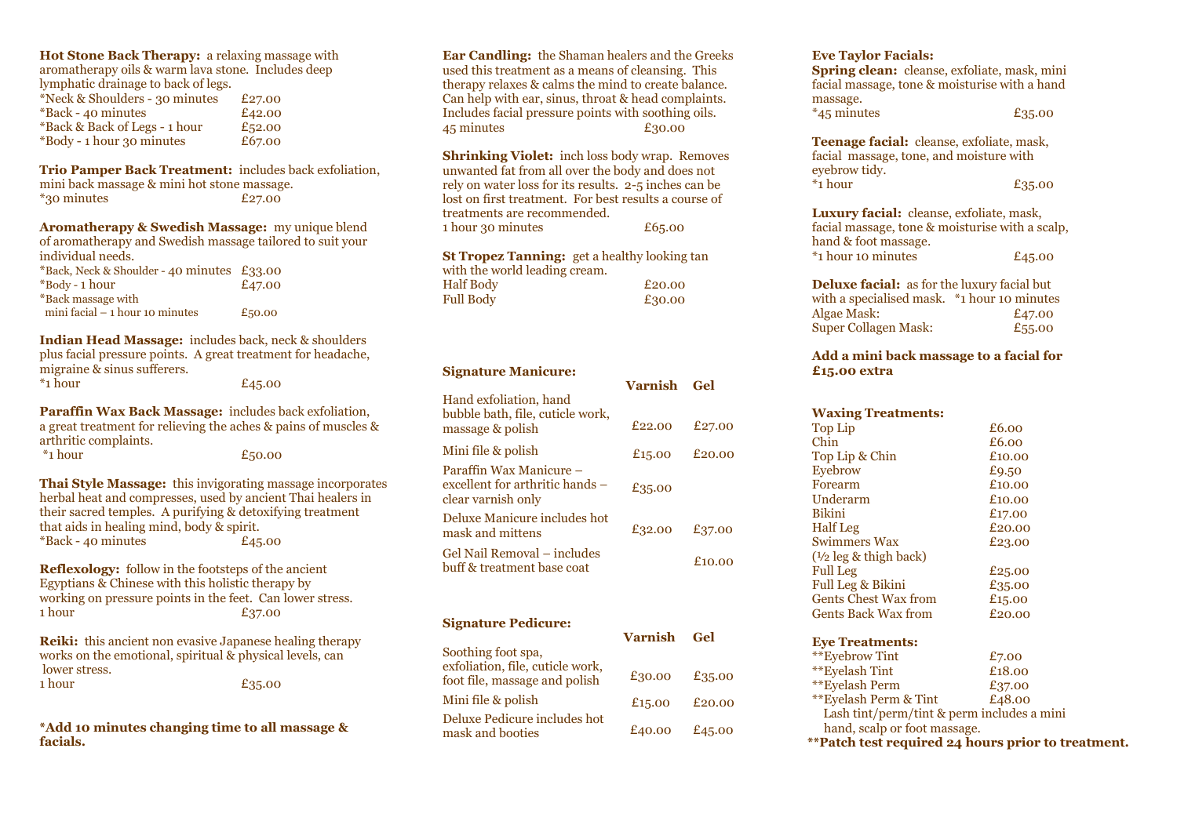**Hot Stone Back Therapy:** a relaxing massage with aromatherapy oils & warm lava stone. Includes deep lymphatic drainage to back of legs.

| | |
|---|---|
| *Neck & Shoulders - 30 minutes | £27.00 |
| *Back - 40 minutes | £42.00 |
| *Back & Back of Legs - 1 hour | £52.00 |
| *Body - 1 hour 30 minutes | £67.00 |

**Trio Pamper Back Treatment:** includes back exfoliation, mini back massage & mini hot stone massage.

*30 minutes £27.00

**Aromatherapy & Swedish Massage:** my unique blend of aromatherapy and Swedish massage tailored to suit your individual needs.

| | |
|---|---|
| *Back, Neck & Shoulder - 40 minutes | £33.00 |
| *Body - 1 hour | £47.00 |
| *Back massage with mini facial – 1 hour 10 minutes | £50.00 |

**Indian Head Massage:** includes back, neck & shoulders plus facial pressure points. A great treatment for headache, migraine & sinus sufferers.

*1 hour £45.00

**Paraffin Wax Back Massage:** includes back exfoliation, a great treatment for relieving the aches & pains of muscles & arthritic complaints.

*1 hour £50.00

**Thai Style Massage:** this invigorating massage incorporates herbal heat and compresses, used by ancient Thai healers in their sacred temples. A purifying & detoxifying treatment that aids in healing mind, body & spirit.

*Back - 40 minutes £45.00

**Reflexology:** follow in the footsteps of the ancient Egyptians & Chinese with this holistic therapy by working on pressure points in the feet. Can lower stress.

1 hour £37.00

**Reiki:** this ancient non evasive Japanese healing therapy works on the emotional, spiritual & physical levels, can lower stress.

1 hour £35.00

***Add 10 minutes changing time to all massage & facials.**

**Ear Candling:** the Shaman healers and the Greeks used this treatment as a means of cleansing. This therapy relaxes & calms the mind to create balance. Can help with ear, sinus, throat & head complaints. Includes facial pressure points with soothing oils.

45 minutes £30.00

**Shrinking Violet:** inch loss body wrap. Removes unwanted fat from all over the body and does not rely on water loss for its results. 2-5 inches can be lost on first treatment. For best results a course of treatments are recommended.

1 hour 30 minutes £65.00

**St Tropez Tanning:** get a healthy looking tan with the world leading cream.

| | |
|---|---|
| Half Body | £20.00 |
| Full Body | £30.00 |

**Signature Manicure:**

| | Varnish | Gel |
|---|---|---|
| Hand exfoliation, hand bubble bath, file, cuticle work, massage & polish | £22.00 | £27.00 |
| Mini file & polish | £15.00 | £20.00 |
| Paraffin Wax Manicure – excellent for arthritic hands – clear varnish only | £35.00 | |
| Deluxe Manicure includes hot mask and mittens | £32.00 | £37.00 |
| Gel Nail Removal – includes buff & treatment base coat | | £10.00 |

**Signature Pedicure:**

| | Varnish | Gel |
|---|---|---|
| Soothing foot spa, exfoliation, file, cuticle work, foot file, massage and polish | £30.00 | £35.00 |
| Mini file & polish | £15.00 | £20.00 |
| Deluxe Pedicure includes hot mask and booties | £40.00 | £45.00 |

**Eve Taylor Facials:**

**Spring clean:** cleanse, exfoliate, mask, mini facial massage, tone & moisturise with a hand massage.

*45 minutes £35.00

**Teenage facial:** cleanse, exfoliate, mask, facial massage, tone, and moisture with eyebrow tidy.

*1 hour £35.00

**Luxury facial:** cleanse, exfoliate, mask, facial massage, tone & moisturise with a scalp, hand & foot massage.

*1 hour 10 minutes £45.00

**Deluxe facial:** as for the luxury facial but with a specialised mask. *1 hour 10 minutes

| | |
|---|---|
| Algae Mask: | £47.00 |
| Super Collagen Mask: | £55.00 |

**Add a mini back massage to a facial for £15.00 extra**

**Waxing Treatments:**

| | |
|---|---|
| Top Lip | £6.00 |
| Chin | £6.00 |
| Top Lip & Chin | £10.00 |
| Eyebrow | £9.50 |
| Forearm | £10.00 |
| Underarm | £10.00 |
| Bikini | £17.00 |
| Half Leg | £20.00 |
| Swimmers Wax (½ leg & thigh back) | £23.00 |
| Full Leg | £25.00 |
| Full Leg & Bikini | £35.00 |
| Gents Chest Wax from | £15.00 |
| Gents Back Wax from | £20.00 |

**Eye Treatments:**

| | |
|---|---|
| **Eyebrow Tint | £7.00 |
| **Eyelash Tint | £18.00 |
| **Eyelash Perm | £37.00 |
| **Eyelash Perm & Tint | £48.00 |

Lash tint/perm/tint & perm includes a mini hand, scalp or foot massage.

****Patch test required 24 hours prior to treatment.**